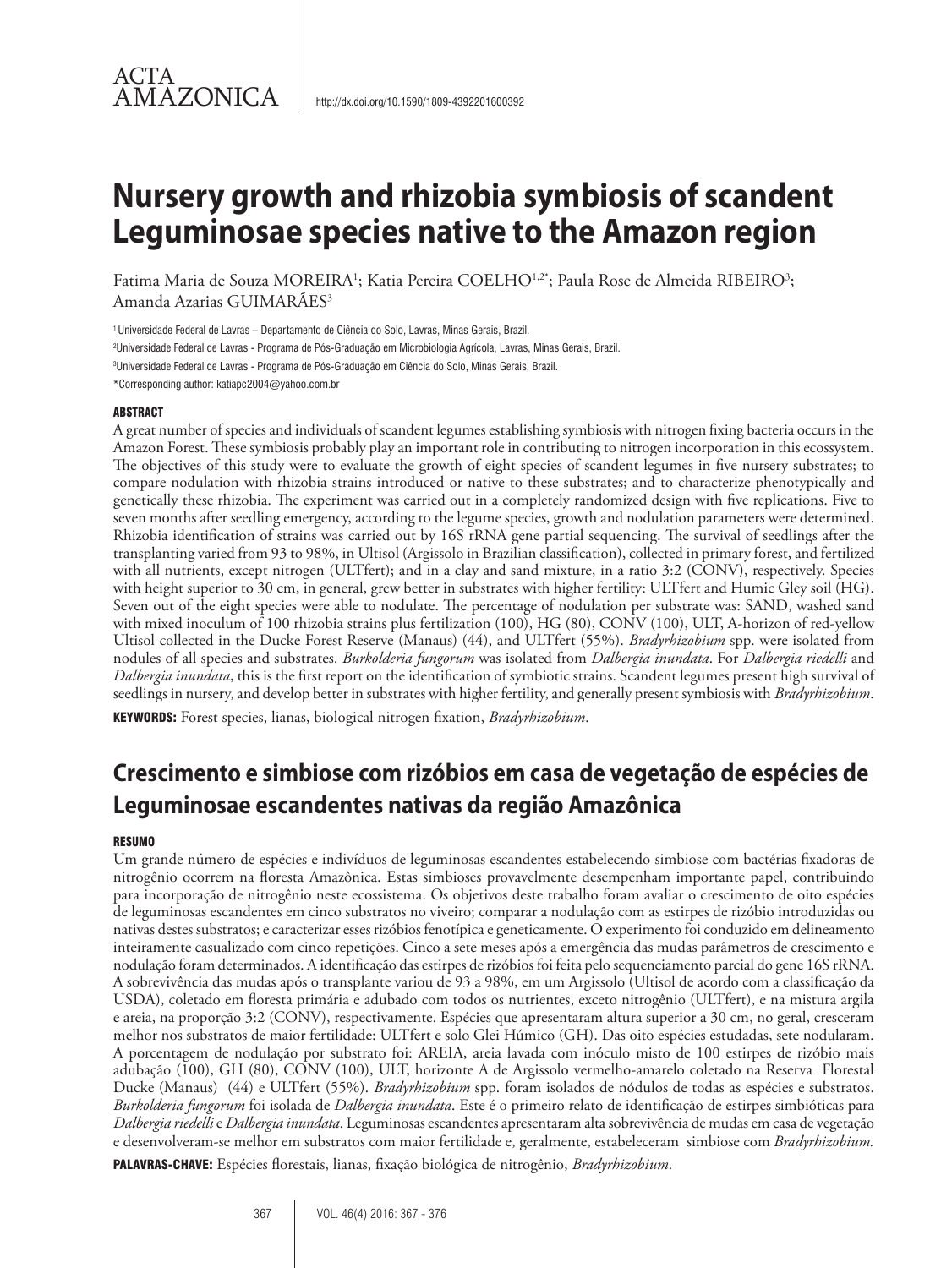ACTA AMAZONICA

http://dx.doi.org/10.1590/1809-4392201600392

# Nursery growth and rhizobia symbiosis of scandent Leguminosae species native to the Amazon region

Fatima Maria de Souza MOREIRA[1]; Katia Pereira COELHO[1,2*]; Paula Rose de Almeida RIBEIRO[3]; Amanda Azarias GUIMARÃES[3]

[1] Universidade Federal de Lavras – Departamento de Ciência do Solo, Lavras, Minas Gerais, Brazil.

[2] Universidade Federal de Lavras - Programa de Pós-Graduação em Microbiologia Agrícola, Lavras, Minas Gerais, Brazil.

[3] Universidade Federal de Lavras - Programa de Pós-Graduação em Ciência do Solo, Lavras, Minas Gerais, Brazil.

*Corresponding author: katiapc2004@yahoo.com.br

## ABSTRACT

A great number of species and individuals of scandent legumes establishing symbiosis with nitrogen fixing bacteria occurs in the Amazon Forest. These symbiosis probably play an important role in contributing to nitrogen incorporation in this ecossystem. The objectives of this study were to evaluate the growth of eight species of scandent legumes in five nursery substrates; to compare nodulation with rhizobia strains introduced or native to these substrates; and to characterize phenotypically and genetically these rhizobia. The experiment was carried out in a completely randomized design with five replications. Five to seven months after seedling emergency, according to the legume species, growth and nodulation parameters were determined. Rhizobia identification of strains was carried out by 16S rRNA gene partial sequencing. The survival of seedlings after the transplanting varied from 93 to 98%, in Ultisol (Argissolo in Brazilian classification), collected in primary forest, and fertilized with all nutrients, except nitrogen (ULTfert); and in a clay and sand mixture, in a ratio 3:2 (CONV), respectively. Species with height superior to 30 cm, in general, grew better in substrates with higher fertility: ULTfert and Humic Gley soil (HG). Seven out of the eight species were able to nodulate. The percentage of nodulation per substrate was: SAND, washed sand with mixed inoculum of 100 rhizobia strains plus fertilization (100), HG (80), CONV (100), ULT, A-horizon of red-yellow Ultisol collected in the Ducke Forest Reserve (Manaus) (44), and ULTfert (55%). *Bradyrhizobium* spp. were isolated from nodules of all species and substrates. *Burkolderia fungorum* was isolated from *Dalbergia inundata*. For *Dalbergia riedelli* and *Dalbergia inundata*, this is the first report on the identification of symbiotic strains. Scandent legumes present high survival of seedlings in nursery, and develop better in substrates with higher fertility, and generally present symbiosis with *Bradyrhizobium*.

**KEYWORDS:** Forest species, lianas, biological nitrogen fixation, *Bradyrhizobium*.

# Crescimento e simbiose com rizóbios em casa de vegetação de espécies de Leguminosae escandentes nativas da região Amazônica

## RESUMO

Um grande número de espécies e indivíduos de leguminosas escandentes estabelecendo simbiose com bactérias fixadoras de nitrogênio ocorrem na floresta Amazônica. Estas simbioses provavelmente desempenham importante papel, contribuindo para incorporação de nitrogênio neste ecossistema. Os objetivos deste trabalho foram avaliar o crescimento de oito espécies de leguminosas escandentes em cinco substratos no viveiro; comparar a nodulação com as estirpes de rizóbio introduzidas ou nativas destes substratos; e caracterizar esses rizóbios fenotípica e geneticamente. O experimento foi conduzido em delineamento inteiramente casualizado com cinco repetições. Cinco a sete meses após a emergência das mudas parâmetros de crescimento e nodulação foram determinados. A identificação das estirpes de rizóbios foi feita pelo sequenciamento parcial do gene 16S rRNA. A sobrevivência das mudas após o transplante variou de 93 a 98%, em um Argissolo (Ultisol de acordo com a classificação da USDA), coletado em floresta primária e adubado com todos os nutrientes, exceto nitrogênio (ULTfert), e na mistura argila e areia, na proporção 3:2 (CONV), respectivamente. Espécies que apresentaram altura superior a 30 cm, no geral, cresceram melhor nos substratos de maior fertilidade: ULTfert e solo Glei Húmico (GH). Das oito espécies estudadas, sete nodularam. A porcentagem de nodulação por substrato foi: AREIA, areia lavada com inóculo misto de 100 estirpes de rizóbio mais adubação (100), GH (80), CONV (100), ULT, horizonte A de Argissolo vermelho-amarelo coletado na Reserva Florestal Ducke (Manaus) (44) e ULTfert (55%). *Bradyrhizobium* spp. foram isolados de nódulos de todas as espécies e substratos. *Burkolderia fungorum* foi isolada de *Dalbergia inundata*. Este é o primeiro relato de identificação de estirpes simbióticas para *Dalbergia riedelli* e *Dalbergia inundata*. Leguminosas escandentes apresentaram alta sobrevivência de mudas em casa de vegetação e desenvolveram-se melhor em substratos com maior fertilidade e, geralmente, estabeleceram simbiose com *Bradyrhizobium.*

**PALAVRAS-CHAVE:** Espécies florestais, lianas, fixação biológica de nitrogênio, *Bradyrhizobium*.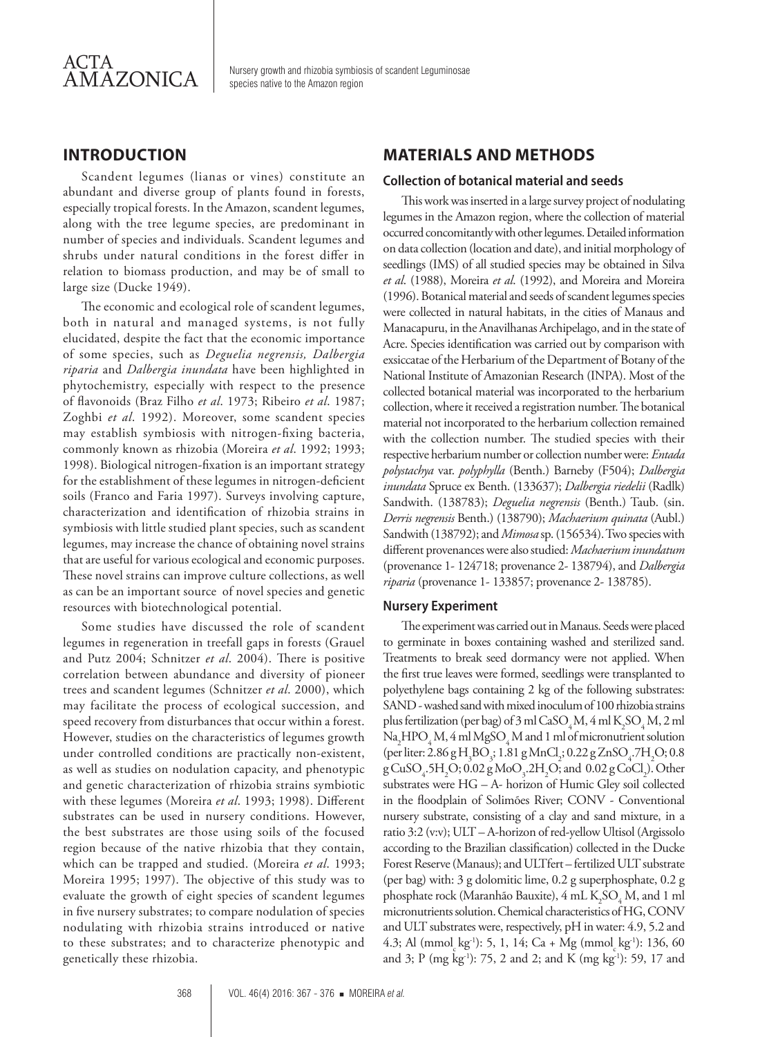## INTRODUCTION

Scandent legumes (lianas or vines) constitute an abundant and diverse group of plants found in forests, especially tropical forests. In the Amazon, scandent legumes, along with the tree legume species, are predominant in number of species and individuals. Scandent legumes and shrubs under natural conditions in the forest differ in relation to biomass production, and may be of small to large size (Ducke 1949).

The economic and ecological role of scandent legumes, both in natural and managed systems, is not fully elucidated, despite the fact that the economic importance of some species, such as *Deguelia negrensis, Dalbergia riparia* and *Dalbergia inundata* have been highlighted in phytochemistry, especially with respect to the presence of flavonoids (Braz Filho *et al*. 1973; Ribeiro *et al*. 1987; Zoghbi *et al*. 1992). Moreover, some scandent species may establish symbiosis with nitrogen-fixing bacteria, commonly known as rhizobia (Moreira *et al*. 1992; 1993; 1998). Biological nitrogen-fixation is an important strategy for the establishment of these legumes in nitrogen-deficient soils (Franco and Faria 1997). Surveys involving capture, characterization and identification of rhizobia strains in symbiosis with little studied plant species, such as scandent legumes, may increase the chance of obtaining novel strains that are useful for various ecological and economic purposes. These novel strains can improve culture collections, as well as can be an important source of novel species and genetic resources with biotechnological potential.

Some studies have discussed the role of scandent legumes in regeneration in treefall gaps in forests (Grauel and Putz 2004; Schnitzer *et al*. 2004). There is positive correlation between abundance and diversity of pioneer trees and scandent legumes (Schnitzer *et al*. 2000), which may facilitate the process of ecological succession, and speed recovery from disturbances that occur within a forest. However, studies on the characteristics of legumes growth under controlled conditions are practically non-existent, as well as studies on nodulation capacity, and phenotypic and genetic characterization of rhizobia strains symbiotic with these legumes (Moreira *et al*. 1993; 1998). Different substrates can be used in nursery conditions. However, the best substrates are those using soils of the focused region because of the native rhizobia that they contain, which can be trapped and studied. (Moreira *et al*. 1993; Moreira 1995; 1997). The objective of this study was to evaluate the growth of eight species of scandent legumes in five nursery substrates; to compare nodulation of species nodulating with rhizobia strains introduced or native to these substrates; and to characterize phenotypic and genetically these rhizobia.

## MATERIALS AND METHODS

### Collection of botanical material and seeds

This work was inserted in a large survey project of nodulating legumes in the Amazon region, where the collection of material occurred concomitantly with other legumes. Detailed information on data collection (location and date), and initial morphology of seedlings (IMS) of all studied species may be obtained in Silva *et al*. (1988), Moreira *et al*. (1992), and Moreira and Moreira (1996). Botanical material and seeds of scandent legumes species were collected in natural habitats, in the cities of Manaus and Manacapuru, in the Anavilhanas Archipelago, and in the state of Acre. Species identification was carried out by comparison with exsiccatae of the Herbarium of the Department of Botany of the National Institute of Amazonian Research (INPA). Most of the collected botanical material was incorporated to the herbarium collection, where it received a registration number. The botanical material not incorporated to the herbarium collection remained with the collection number. The studied species with their respective herbarium number or collection number were: *Entada polystachya* var. *polyphylla* (Benth.) Barneby (F504); *Dalbergia inundata* Spruce ex Benth. (133637); *Dalbergia riedelii* (Radlk) Sandwith. (138783); *Deguelia negrensis* (Benth.) Taub. (sin. *Derris negrensis* Benth.) (138790); *Machaerium quinata* (Aubl.) Sandwith (138792); and *Mimosa* sp. (156534). Two species with different provenances were also studied: *Machaerium inundatum* (provenance 1- 124718; provenance 2- 138794), and *Dalbergia riparia* (provenance 1- 133857; provenance 2- 138785).

### Nursery Experiment

The experiment was carried out in Manaus. Seeds were placed to germinate in boxes containing washed and sterilized sand. Treatments to break seed dormancy were not applied. When the first true leaves were formed, seedlings were transplanted to polyethylene bags containing 2 kg of the following substrates: SAND - washed sand with mixed inoculum of 100 rhizobia strains plus fertilization (per bag) of 3 ml $CaSO_4$ M, 4 ml $K_2SO_4$ M, 2 ml $Na_2HPO_4$ M, 4 ml $MgSO_4$ M and 1 ml of micronutrient solution (per liter: 2.86 g $H_3BO_3$; 1.81 g $MnCl_2$; 0.22 g $ZnSO_4.7H_2O$; 0.8 g $CuSO_4.5H_2O$; 0.02 g $MoO_3.2H_2O$; and 0.02 g $CoCl_2$). Other substrates were HG – A- horizon of Humic Gley soil collected in the floodplain of Solimões River; CONV - Conventional nursery substrate, consisting of a clay and sand mixture, in a ratio 3:2 (v:v); ULT – A-horizon of red-yellow Ultisol (Argissolo according to the Brazilian classification) collected in the Ducke Forest Reserve (Manaus); and ULTfert – fertilized ULT substrate (per bag) with: 3 g dolomitic lime, 0.2 g superphosphate, 0.2 g phosphate rock (Maranhão Bauxite), 4 mL $K_2SO_4$ M, and 1 ml micronutrients solution. Chemical characteristics of HG, CONV and ULT substrates were, respectively, pH in water: 4.9, 5.2 and 4.3; Al ($mmol_c$ $kg^{-1}$): 5, 1, 14; Ca + Mg ($mmol_c$ $kg^{-1}$): 136, 60 and 3; P (mg $kg^{-1}$): 75, 2 and 2; and K (mg $kg^{-1}$): 59, 17 and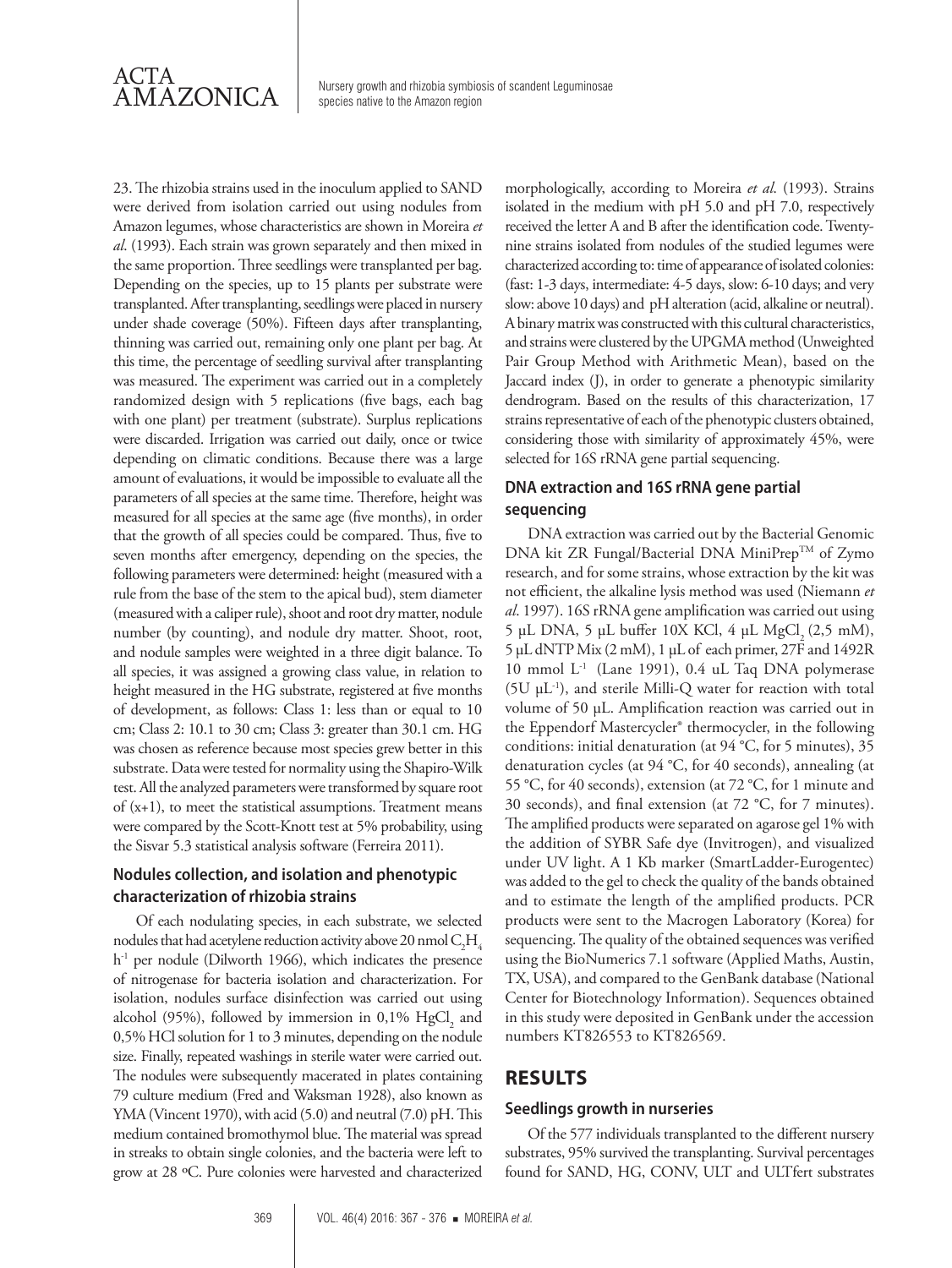23. The rhizobia strains used in the inoculum applied to SAND were derived from isolation carried out using nodules from Amazon legumes, whose characteristics are shown in Moreira *et al*. (1993). Each strain was grown separately and then mixed in the same proportion. Three seedlings were transplanted per bag. Depending on the species, up to 15 plants per substrate were transplanted. After transplanting, seedlings were placed in nursery under shade coverage (50%). Fifteen days after transplanting, thinning was carried out, remaining only one plant per bag. At this time, the percentage of seedling survival after transplanting was measured. The experiment was carried out in a completely randomized design with 5 replications (five bags, each bag with one plant) per treatment (substrate). Surplus replications were discarded. Irrigation was carried out daily, once or twice depending on climatic conditions. Because there was a large amount of evaluations, it would be impossible to evaluate all the parameters of all species at the same time. Therefore, height was measured for all species at the same age (five months), in order that the growth of all species could be compared. Thus, five to seven months after emergency, depending on the species, the following parameters were determined: height (measured with a rule from the base of the stem to the apical bud), stem diameter (measured with a caliper rule), shoot and root dry matter, nodule number (by counting), and nodule dry matter. Shoot, root, and nodule samples were weighted in a three digit balance. To all species, it was assigned a growing class value, in relation to height measured in the HG substrate, registered at five months of development, as follows: Class 1: less than or equal to 10 cm; Class 2: 10.1 to 30 cm; Class 3: greater than 30.1 cm. HG was chosen as reference because most species grew better in this substrate. Data were tested for normality using the Shapiro-Wilk test. All the analyzed parameters were transformed by square root of (x+1), to meet the statistical assumptions. Treatment means were compared by the Scott-Knott test at 5% probability, using the Sisvar 5.3 statistical analysis software (Ferreira 2011).

### Nodules collection, and isolation and phenotypic characterization of rhizobia strains

Of each nodulating species, in each substrate, we selected nodules that had acetylene reduction activity above 20 nmol $C_2H_4$ $h^{-1}$ per nodule (Dilworth 1966), which indicates the presence of nitrogenase for bacteria isolation and characterization. For isolation, nodules surface disinfection was carried out using alcohol (95%), followed by immersion in 0,1% $HgCl_2$ and 0,5% HCl solution for 1 to 3 minutes, depending on the nodule size. Finally, repeated washings in sterile water were carried out. The nodules were subsequently macerated in plates containing 79 culture medium (Fred and Waksman 1928), also known as YMA (Vincent 1970), with acid (5.0) and neutral (7.0) pH. This medium contained bromothymol blue. The material was spread in streaks to obtain single colonies, and the bacteria were left to grow at 28 ºC. Pure colonies were harvested and characterized morphologically, according to Moreira *et al*. (1993). Strains isolated in the medium with pH 5.0 and pH 7.0, respectively received the letter A and B after the identification code. Twenty-nine strains isolated from nodules of the studied legumes were characterized according to: time of appearance of isolated colonies: (fast: 1-3 days, intermediate: 4-5 days, slow: 6-10 days; and very slow: above 10 days) and pH alteration (acid, alkaline or neutral). A binary matrix was constructed with this cultural characteristics, and strains were clustered by the UPGMA method (Unweighted Pair Group Method with Arithmetic Mean), based on the Jaccard index (J), in order to generate a phenotypic similarity dendrogram. Based on the results of this characterization, 17 strains representative of each of the phenotypic clusters obtained, considering those with similarity of approximately 45%, were selected for 16S rRNA gene partial sequencing.

### DNA extraction and 16S rRNA gene partial sequencing

DNA extraction was carried out by the Bacterial Genomic DNA kit ZR Fungal/Bacterial DNA MiniPrep™ of Zymo research, and for some strains, whose extraction by the kit was not efficient, the alkaline lysis method was used (Niemann *et al*. 1997). 16S rRNA gene amplification was carried out using 5 µL DNA, 5 µL buffer 10X KCl, 4 µL $MgCl_2$ (2,5 mM), 5 µL dNTP Mix (2 mM), 1 µL of each primer, 27F and 1492R 10 mmol $L^{-1}$ (Lane 1991), 0.4 uL Taq DNA polymerase (5U $\mu L^{-1}$), and sterile Milli-Q water for reaction with total volume of 50 µL. Amplification reaction was carried out in the Eppendorf Mastercycler® thermocycler, in the following conditions: initial denaturation (at 94 °C, for 5 minutes), 35 denaturation cycles (at 94 °C, for 40 seconds), annealing (at 55 °C, for 40 seconds), extension (at 72 °C, for 1 minute and 30 seconds), and final extension (at 72 °C, for 7 minutes). The amplified products were separated on agarose gel 1% with the addition of SYBR Safe dye (Invitrogen), and visualized under UV light. A 1 Kb marker (SmartLadder-Eurogentec) was added to the gel to check the quality of the bands obtained and to estimate the length of the amplified products. PCR products were sent to the Macrogen Laboratory (Korea) for sequencing. The quality of the obtained sequences was verified using the BioNumerics 7.1 software (Applied Maths, Austin, TX, USA), and compared to the GenBank database (National Center for Biotechnology Information). Sequences obtained in this study were deposited in GenBank under the accession numbers KT826553 to KT826569.

## RESULTS

### Seedlings growth in nurseries

Of the 577 individuals transplanted to the different nursery substrates, 95% survived the transplanting. Survival percentages found for SAND, HG, CONV, ULT and ULTfert substrates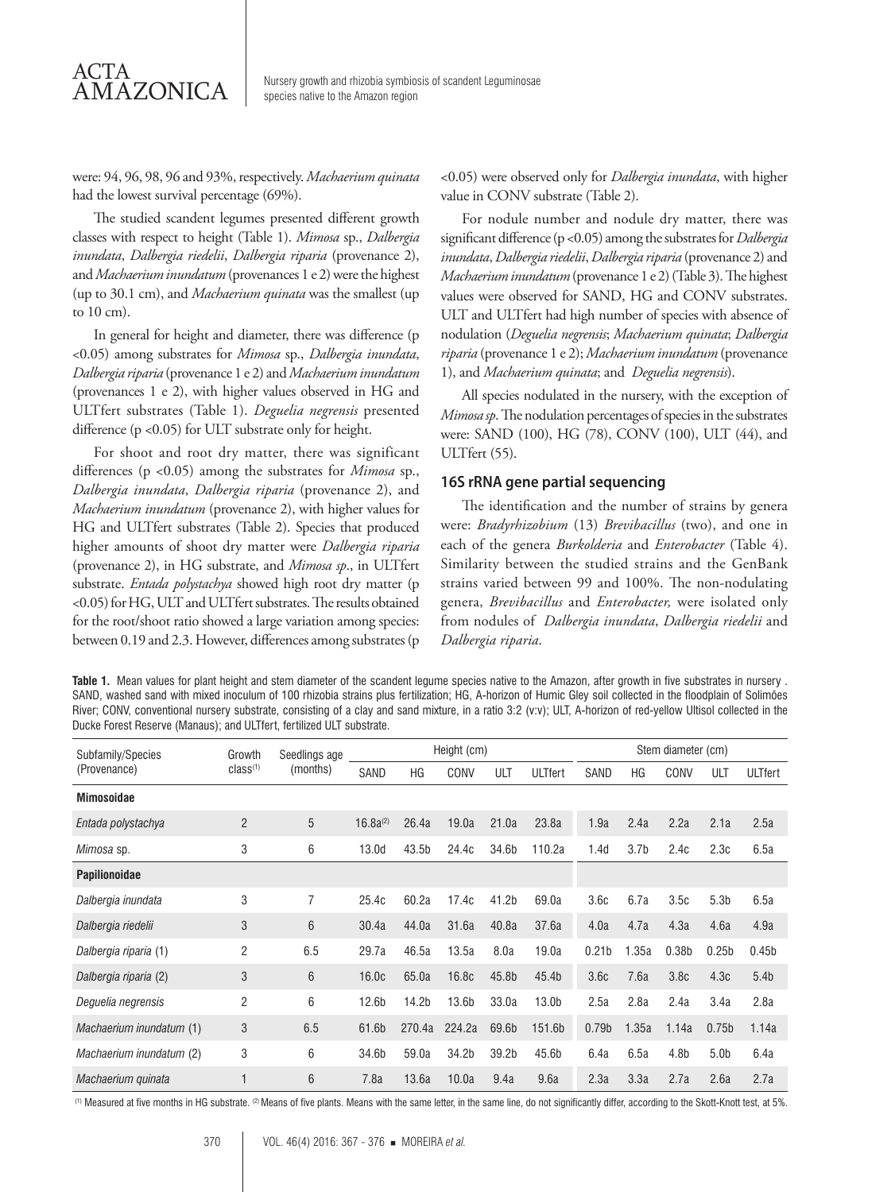were: 94, 96, 98, 96 and 93%, respectively. *Machaerium quinata* had the lowest survival percentage (69%).

The studied scandent legumes presented different growth classes with respect to height (Table 1). *Mimosa* sp., *Dalbergia inundata*, *Dalbergia riedelii*, *Dalbergia riparia* (provenance 2), and *Machaerium inundatum* (provenances 1 e 2) were the highest (up to 30.1 cm), and *Machaerium quinata* was the smallest (up to 10 cm).

In general for height and diameter, there was difference ($p < 0.05$) among substrates for *Mimosa* sp., *Dalbergia inundata*, *Dalbergia riparia* (provenance 1 e 2) and *Machaerium inundatum* (provenances 1 e 2), with higher values observed in HG and ULTfert substrates (Table 1). *Deguelia negrensis* presented difference ($p < 0.05$) for ULT substrate only for height.

For shoot and root dry matter, there was significant differences ($p < 0.05$) among the substrates for *Mimosa* sp., *Dalbergia inundata*, *Dalbergia riparia* (provenance 2), and *Machaerium inundatum* (provenance 2), with higher values for HG and ULTfert substrates (Table 2). Species that produced higher amounts of shoot dry matter were *Dalbergia riparia* (provenance 2), in HG substrate, and *Mimosa sp*., in ULTfert substrate. *Entada polystachya* showed high root dry matter ($p < 0.05$) for HG, ULT and ULTfert substrates. The results obtained for the root/shoot ratio showed a large variation among species: between 0.19 and 2.3. However, differences among substrates ($p < 0.05$) were observed only for *Dalbergia inundata*, with higher value in CONV substrate (Table 2).

For nodule number and nodule dry matter, there was significant difference ($p < 0.05$) among the substrates for *Dalbergia inundata*, *Dalbergia riedelii*, *Dalbergia riparia* (provenance 2) and *Machaerium inundatum* (provenance 1 e 2) (Table 3). The highest values were observed for SAND, HG and CONV substrates. ULT and ULTfert had high number of species with absence of nodulation (*Deguelia negrensis*; *Machaerium quinata*; *Dalbergia riparia* (provenance 1 e 2); *Machaerium inundatum* (provenance 1), and *Machaerium quinata*; and *Deguelia negrensis*).

All species nodulated in the nursery, with the exception of *Mimosa sp*. The nodulation percentages of species in the substrates were: SAND (100), HG (78), CONV (100), ULT (44), and ULTfert (55).

### 16S rRNA gene partial sequencing

The identification and the number of strains by genera were: *Bradyrhizobium* (13) *Brevibacillus* (two), and one in each of the genera *Burkolderia* and *Enterobacter* (Table 4). Similarity between the studied strains and the GenBank strains varied between 99 and 100%. The non-nodulating genera, *Brevibacillus* and *Enterobacter,* were isolated only from nodules of *Dalbergia inundata*, *Dalbergia riedelii* and *Dalbergia riparia*.

**Table 1.** Mean values for plant height and stem diameter of the scandent legume species native to the Amazon, after growth in five substrates in nursery . SAND, washed sand with mixed inoculum of 100 rhizobia strains plus fertilization; HG, A-horizon of Humic Gley soil collected in the floodplain of Solimões River; CONV, conventional nursery substrate, consisting of a clay and sand mixture, in a ratio 3:2 (v:v); ULT, A-horizon of red-yellow Ultisol collected in the Ducke Forest Reserve (Manaus); and ULTfert, fertilized ULT substrate.

| Subfamily/Species (Provenance) | Growth class[1] | Seedlings age (months) | Height (cm) | | | | | Stem diameter (cm) | | | | |
|---|---|---|---|---|---|---|---|---|---|---|---|---|
| | | | SAND | HG | CONV | ULT | ULTfert | SAND | HG | CONV | ULT | ULTfert |
| **Mimosoidae** | | | | | | | | | | | | |
| *Entada polystachya* | 2 | 5 | 16.8a[2] | 26.4a | 19.0a | 21.0a | 23.8a | 1.9a | 2.4a | 2.2a | 2.1a | 2.5a |
| *Mimosa* sp. | 3 | 6 | 13.0d | 43.5b | 24.4c | 34.6b | 110.2a | 1.4d | 3.7b | 2.4c | 2.3c | 6.5a |
| **Papilionoidae** | | | | | | | | | | | | |
| *Dalbergia inundata* | 3 | 7 | 25.4c | 60.2a | 17.4c | 41.2b | 69.0a | 3.6c | 6.7a | 3.5c | 5.3b | 6.5a |
| *Dalbergia riedelii* | 3 | 6 | 30.4a | 44.0a | 31.6a | 40.8a | 37.6a | 4.0a | 4.7a | 4.3a | 4.6a | 4.9a |
| *Dalbergia riparia* (1) | 2 | 6.5 | 29.7a | 46.5a | 13.5a | 8.0a | 19.0a | 0.21b | 1.35a | 0.38b | 0.25b | 0.45b |
| *Dalbergia riparia* (2) | 3 | 6 | 16.0c | 65.0a | 16.8c | 45.8b | 45.4b | 3.6c | 7.6a | 3.8c | 4.3c | 5.4b |
| *Deguelia negrensis* | 2 | 6 | 12.6b | 14.2b | 13.6b | 33.0a | 13.0b | 2.5a | 2.8a | 2.4a | 3.4a | 2.8a |
| *Machaerium inundatum* (1) | 3 | 6.5 | 61.6b | 270.4a | 224.2a | 69.6b | 151.6b | 0.79b | 1.35a | 1.14a | 0.75b | 1.14a |
| *Machaerium inundatum* (2) | 3 | 6 | 34.6b | 59.0a | 34.2b | 39.2b | 45.6b | 6.4a | 6.5a | 4.8b | 5.0b | 6.4a |
| *Machaerium quinata* | 1 | 6 | 7.8a | 13.6a | 10.0a | 9.4a | 9.6a | 2.3a | 3.3a | 2.7a | 2.6a | 2.7a |

[1] Measured at five months in HG substrate. [2] Means of five plants. Means with the same letter, in the same line, do not significantly differ, according to the Skott-Knott test, at 5%.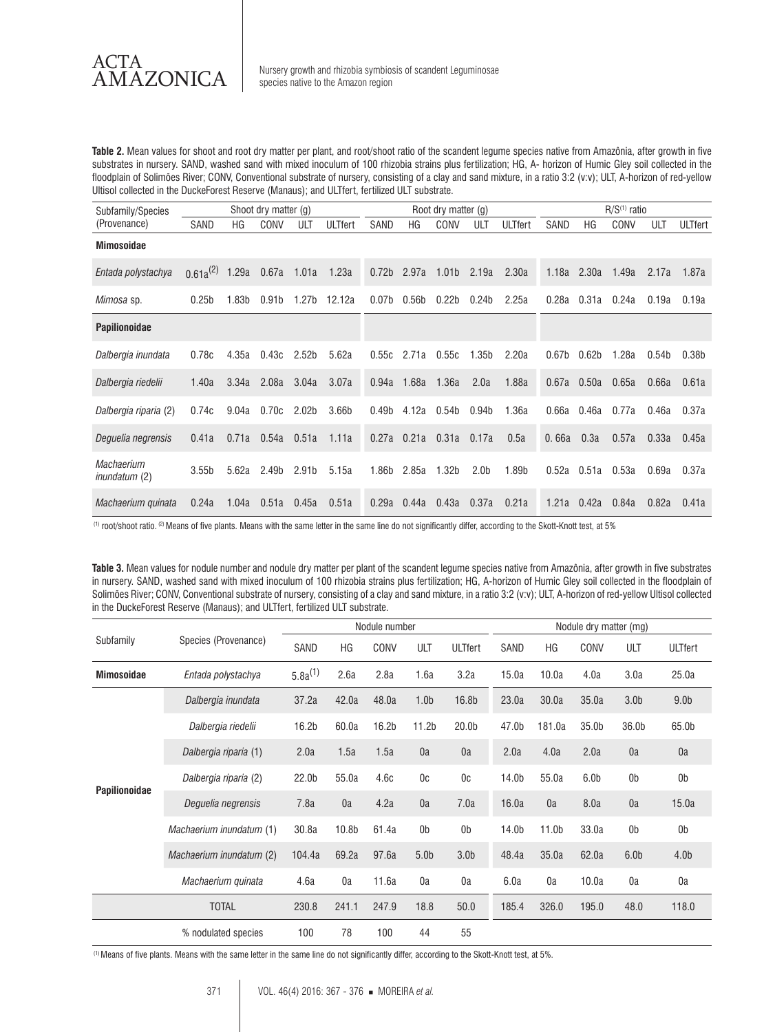**Table 2.** Mean values for shoot and root dry matter per plant, and root/shoot ratio of the scandent legume species native from Amazônia, after growth in five substrates in nursery. SAND, washed sand with mixed inoculum of 100 rhizobia strains plus fertilization; HG, A- horizon of Humic Gley soil collected in the floodplain of Solimões River; CONV, Conventional substrate of nursery, consisting of a clay and sand mixture, in a ratio 3:2 (v:v); ULT, A-horizon of red-yellow Ultisol collected in the DuckeForest Reserve (Manaus); and ULTfert, fertilized ULT substrate.

| Subfamily/Species (Provenance) | Shoot dry matter (g) | | | | | Root dry matter (g) | | | | | R/S[1] ratio | | | | |
|---|---|---|---|---|---|---|---|---|---|---|---|---|---|---|---|
| | SAND | HG | CONV | ULT | ULTfert | SAND | HG | CONV | ULT | ULTfert | SAND | HG | CONV | ULT | ULTfert |
| **Mimosoidae** | | | | | | | | | | | | | | | |
| *Entada polystachya* | 0.61a[2] | 1.29a | 0.67a | 1.01a | 1.23a | 0.72b | 2.97a | 1.01b | 2.19a | 2.30a | 1.18a | 2.30a | 1.49a | 2.17a | 1.87a |
| *Mimosa* sp. | 0.25b | 1.83b | 0.91b | 1.27b | 12.12a | 0.07b | 0.56b | 0.22b | 0.24b | 2.25a | 0.28a | 0.31a | 0.24a | 0.19a | 0.19a |
| **Papilionoidae** | | | | | | | | | | | | | | | |
| *Dalbergia inundata* | 0.78c | 4.35a | 0.43c | 2.52b | 5.62a | 0.55c | 2.71a | 0.55c | 1.35b | 2.20a | 0.67b | 0.62b | 1.28a | 0.54b | 0.38b |
| *Dalbergia riedelii* | 1.40a | 3.34a | 2.08a | 3.04a | 3.07a | 0.94a | 1.68a | 1.36a | 2.0a | 1.88a | 0.67a | 0.50a | 0.65a | 0.66a | 0.61a |
| *Dalbergia riparia* (2) | 0.74c | 9.04a | 0.70c | 2.02b | 3.66b | 0.49b | 4.12a | 0.54b | 0.94b | 1.36a | 0.66a | 0.46a | 0.77a | 0.46a | 0.37a |
| *Deguelia negrensis* | 0.41a | 0.71a | 0.54a | 0.51a | 1.11a | 0.27a | 0.21a | 0.31a | 0.17a | 0.5a | 0. 66a | 0.3a | 0.57a | 0.33a | 0.45a |
| *Machaerium inundatum* (2) | 3.55b | 5.62a | 2.49b | 2.91b | 5.15a | 1.86b | 2.85a | 1.32b | 2.0b | 1.89b | 0.52a | 0.51a | 0.53a | 0.69a | 0.37a |
| *Machaerium quinata* | 0.24a | 1.04a | 0.51a | 0.45a | 0.51a | 0.29a | 0.44a | 0.43a | 0.37a | 0.21a | 1.21a | 0.42a | 0.84a | 0.82a | 0.41a |

[1] root/shoot ratio. [2] Means of five plants. Means with the same letter in the same line do not significantly differ, according to the Skott-Knott test, at 5%

**Table 3.** Mean values for nodule number and nodule dry matter per plant of the scandent legume species native from Amazônia, after growth in five substrates in nursery. SAND, washed sand with mixed inoculum of 100 rhizobia strains plus fertilization; HG, A-horizon of Humic Gley soil collected in the floodplain of Solimões River; CONV, Conventional substrate of nursery, consisting of a clay and sand mixture, in a ratio 3:2 (v:v); ULT, A-horizon of red-yellow Ultisol collected in the DuckeForest Reserve (Manaus); and ULTfert, fertilized ULT substrate.

| Subfamily | Species (Provenance) | Nodule number | | | | | Nodule dry matter (mg) | | | | |
|---|---|---|---|---|---|---|---|---|---|---|---|
| | | SAND | HG | CONV | ULT | ULTfert | SAND | HG | CONV | ULT | ULTfert |
| **Mimosoidae** | *Entada polystachya* | 5.8a[1] | 2.6a | 2.8a | 1.6a | 3.2a | 15.0a | 10.0a | 4.0a | 3.0a | 25.0a |
| **Papilionoidae** | *Dalbergia inundata* | 37.2a | 42.0a | 48.0a | 1.0b | 16.8b | 23.0a | 30.0a | 35.0a | 3.0b | 9.0b |
| | *Dalbergia riedelii* | 16.2b | 60.0a | 16.2b | 11.2b | 20.0b | 47.0b | 181.0a | 35.0b | 36.0b | 65.0b |
| | *Dalbergia riparia* (1) | 2.0a | 1.5a | 1.5a | 0a | 0a | 2.0a | 4.0a | 2.0a | 0a | 0a |
| | *Dalbergia riparia* (2) | 22.0b | 55.0a | 4.6c | 0c | 0c | 14.0b | 55.0a | 6.0b | 0b | 0b |
| | *Deguelia negrensis* | 7.8a | 0a | 4.2a | 0a | 7.0a | 16.0a | 0a | 8.0a | 0a | 15.0a |
| | *Machaerium inundatum* (1) | 30.8a | 10.8b | 61.4a | 0b | 0b | 14.0b | 11.0b | 33.0a | 0b | 0b |
| | *Machaerium inundatum* (2) | 104.4a | 69.2a | 97.6a | 5.0b | 3.0b | 48.4a | 35.0a | 62.0a | 6.0b | 4.0b |
| | *Machaerium quinata* | 4.6a | 0a | 11.6a | 0a | 0a | 6.0a | 0a | 10.0a | 0a | 0a |
| | TOTAL | 230.8 | 241.1 | 247.9 | 18.8 | 50.0 | 185.4 | 326.0 | 195.0 | 48.0 | 118.0 |
| | % nodulated species | 100 | 78 | 100 | 44 | 55 | | | | | |

[1] Means of five plants. Means with the same letter in the same line do not significantly differ, according to the Skott-Knott test, at 5%.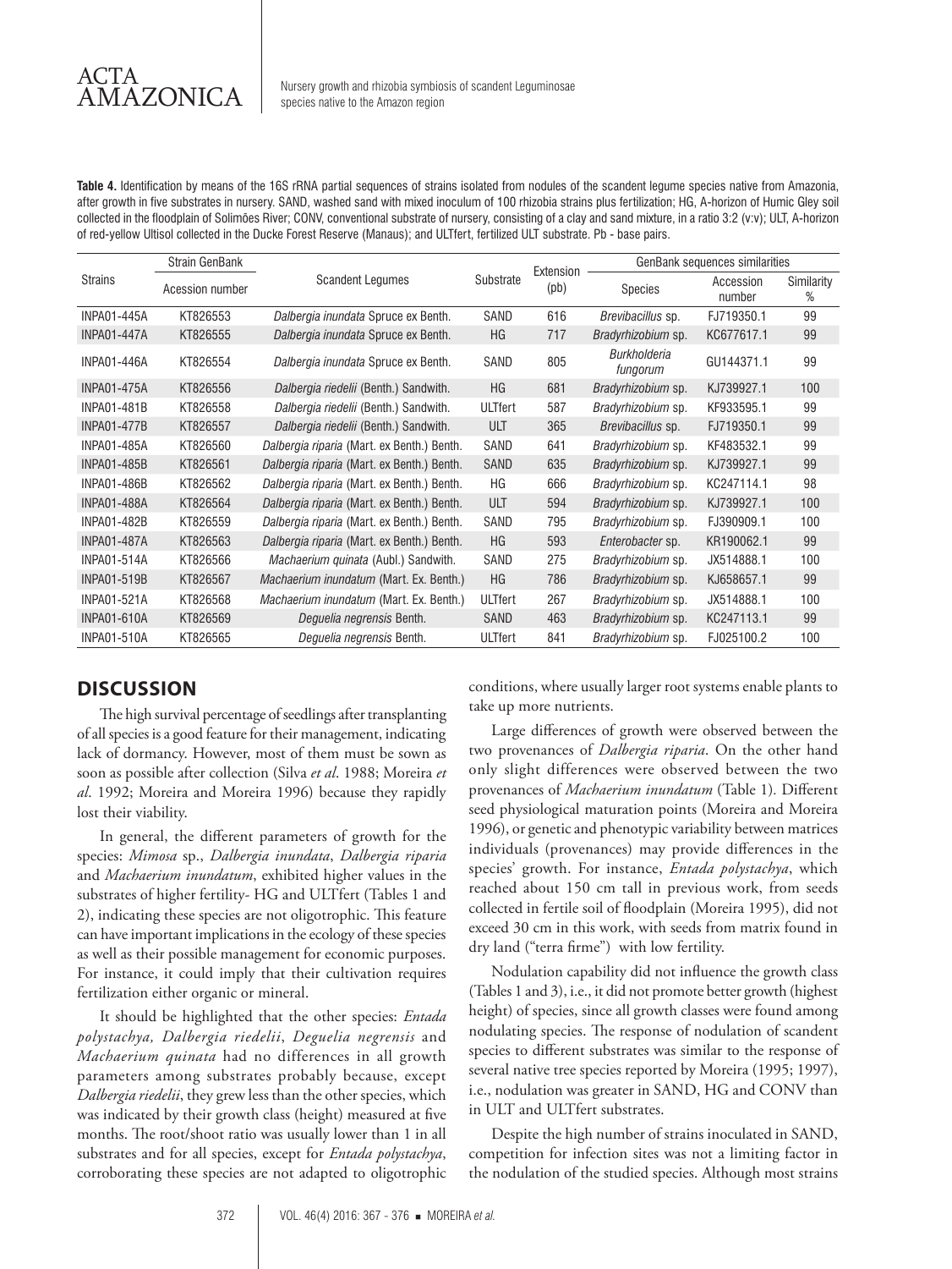**Table 4.** Identification by means of the 16S rRNA partial sequences of strains isolated from nodules of the scandent legume species native from Amazonia, after growth in five substrates in nursery. SAND, washed sand with mixed inoculum of 100 rhizobia strains plus fertilization; HG, A-horizon of Humic Gley soil collected in the floodplain of Solimões River; CONV, conventional substrate of nursery, consisting of a clay and sand mixture, in a ratio 3:2 (v:v); ULT, A-horizon of red-yellow Ultisol collected in the Ducke Forest Reserve (Manaus); and ULTfert, fertilized ULT substrate. Pb - base pairs.

| Strains | Strain GenBank | Scandent Legumes | Substrate | Extension (pb) | GenBank sequences similarities | | |
|---|---|---|---|---|---|---|---|
| | Acession number | | | | Species | Accession number | Similarity % |
| INPA01-445A | KT826553 | *Dalbergia inundata* Spruce ex Benth. | SAND | 616 | *Brevibacillus* sp. | FJ719350.1 | 99 |
| INPA01-447A | KT826555 | *Dalbergia inundata* Spruce ex Benth. | HG | 717 | *Bradyrhizobium* sp. | KC677617.1 | 99 |
| INPA01-446A | KT826554 | *Dalbergia inundata* Spruce ex Benth. | SAND | 805 | *Burkholderia fungorum* | GU144371.1 | 99 |
| INPA01-475A | KT826556 | *Dalbergia riedelii* (Benth.) Sandwith. | HG | 681 | *Bradyrhizobium* sp. | KJ739927.1 | 100 |
| INPA01-481B | KT826558 | *Dalbergia riedelii* (Benth.) Sandwith. | ULTfert | 587 | *Bradyrhizobium* sp. | KF933595.1 | 99 |
| INPA01-477B | KT826557 | *Dalbergia riedelii* (Benth.) Sandwith. | ULT | 365 | *Brevibacillus* sp. | FJ719350.1 | 99 |
| INPA01-485A | KT826560 | *Dalbergia riparia* (Mart. ex Benth.) Benth. | SAND | 641 | *Bradyrhizobium* sp. | KF483532.1 | 99 |
| INPA01-485B | KT826561 | *Dalbergia riparia* (Mart. ex Benth.) Benth. | SAND | 635 | *Bradyrhizobium* sp. | KJ739927.1 | 99 |
| INPA01-486B | KT826562 | *Dalbergia riparia* (Mart. ex Benth.) Benth. | HG | 666 | *Bradyrhizobium* sp. | KC247114.1 | 98 |
| INPA01-488A | KT826564 | *Dalbergia riparia* (Mart. ex Benth.) Benth. | ULT | 594 | *Bradyrhizobium* sp. | KJ739927.1 | 100 |
| INPA01-482B | KT826559 | *Dalbergia riparia* (Mart. ex Benth.) Benth. | SAND | 795 | *Bradyrhizobium* sp. | FJ390909.1 | 100 |
| INPA01-487A | KT826563 | *Dalbergia riparia* (Mart. ex Benth.) Benth. | HG | 593 | *Enterobacter* sp. | KR190062.1 | 99 |
| INPA01-514A | KT826566 | *Machaerium quinata* (Aubl.) Sandwith. | SAND | 275 | *Bradyrhizobium* sp. | JX514888.1 | 100 |
| INPA01-519B | KT826567 | *Machaerium inundatum* (Mart. Ex. Benth.) | HG | 786 | *Bradyrhizobium* sp. | KJ658657.1 | 99 |
| INPA01-521A | KT826568 | *Machaerium inundatum* (Mart. Ex. Benth.) | ULTfert | 267 | *Bradyrhizobium* sp. | JX514888.1 | 100 |
| INPA01-610A | KT826569 | *Deguelia negrensis* Benth. | SAND | 463 | *Bradyrhizobium* sp. | KC247113.1 | 99 |
| INPA01-510A | KT826565 | *Deguelia negrensis* Benth. | ULTfert | 841 | *Bradyrhizobium* sp. | FJ025100.2 | 100 |

## DISCUSSION

The high survival percentage of seedlings after transplanting of all species is a good feature for their management, indicating lack of dormancy. However, most of them must be sown as soon as possible after collection (Silva *et al*. 1988; Moreira *et al*. 1992; Moreira and Moreira 1996) because they rapidly lost their viability.

In general, the different parameters of growth for the species: *Mimosa* sp., *Dalbergia inundata*, *Dalbergia riparia* and *Machaerium inundatum*, exhibited higher values in the substrates of higher fertility- HG and ULTfert (Tables 1 and 2), indicating these species are not oligotrophic. This feature can have important implications in the ecology of these species as well as their possible management for economic purposes. For instance, it could imply that their cultivation requires fertilization either organic or mineral.

It should be highlighted that the other species: *Entada polystachya, Dalbergia riedelii*, *Deguelia negrensis* and *Machaerium quinata* had no differences in all growth parameters among substrates probably because, except *Dalbergia riedelii*, they grew less than the other species, which was indicated by their growth class (height) measured at five months. The root/shoot ratio was usually lower than 1 in all substrates and for all species, except for *Entada polystachya*, corroborating these species are not adapted to oligotrophic conditions, where usually larger root systems enable plants to take up more nutrients.

Large differences of growth were observed between the two provenances of *Dalbergia riparia*. On the other hand only slight differences were observed between the two provenances of *Machaerium inundatum* (Table 1). Different seed physiological maturation points (Moreira and Moreira 1996), or genetic and phenotypic variability between matrices individuals (provenances) may provide differences in the species' growth. For instance, *Entada polystachya*, which reached about 150 cm tall in previous work, from seeds collected in fertile soil of floodplain (Moreira 1995), did not exceed 30 cm in this work, with seeds from matrix found in dry land ("terra firme") with low fertility.

Nodulation capability did not influence the growth class (Tables 1 and 3), i.e., it did not promote better growth (highest height) of species, since all growth classes were found among nodulating species. The response of nodulation of scandent species to different substrates was similar to the response of several native tree species reported by Moreira (1995; 1997), i.e., nodulation was greater in SAND, HG and CONV than in ULT and ULTfert substrates.

Despite the high number of strains inoculated in SAND, competition for infection sites was not a limiting factor in the nodulation of the studied species. Although most strains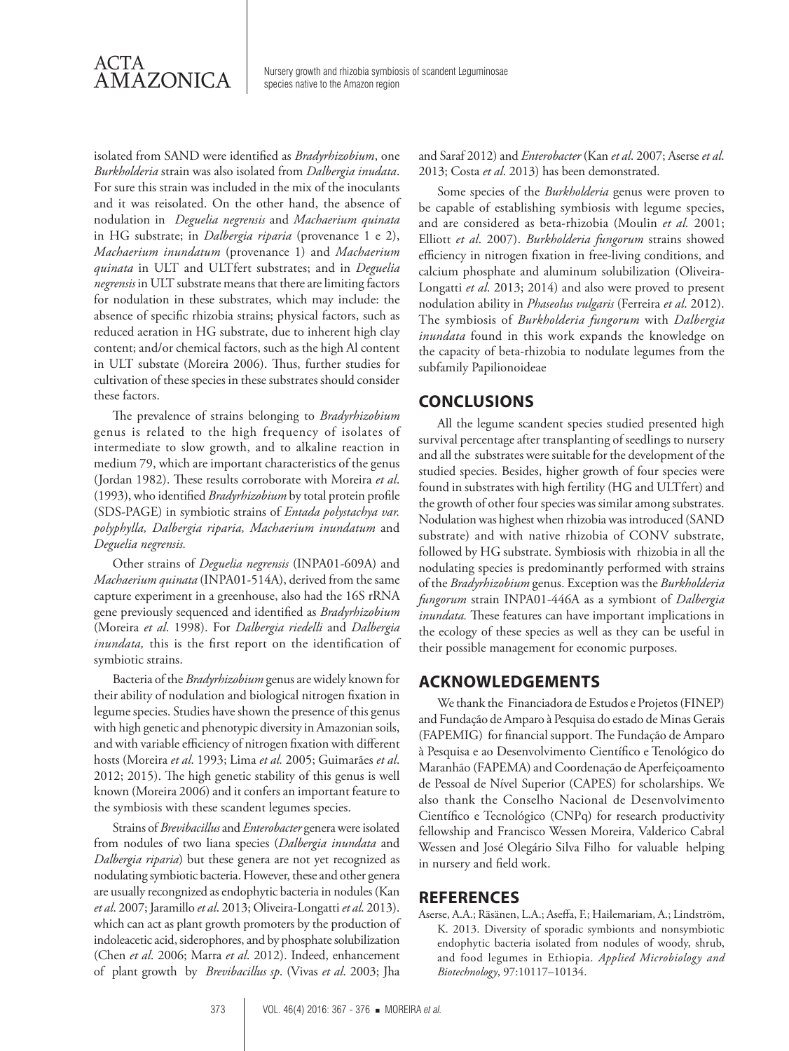isolated from SAND were identified as *Bradyrhizobium*, one *Burkholderia* strain was also isolated from *Dalbergia inudata*. For sure this strain was included in the mix of the inoculants and it was reisolated. On the other hand, the absence of nodulation in *Deguelia negrensis* and *Machaerium quinata* in HG substrate; in *Dalbergia riparia* (provenance 1 e 2), *Machaerium inundatum* (provenance 1) and *Machaerium quinata* in ULT and ULTfert substrates; and in *Deguelia negrensis* in ULT substrate means that there are limiting factors for nodulation in these substrates, which may include: the absence of specific rhizobia strains; physical factors, such as reduced aeration in HG substrate, due to inherent high clay content; and/or chemical factors, such as the high Al content in ULT substate (Moreira 2006). Thus, further studies for cultivation of these species in these substrates should consider these factors.

The prevalence of strains belonging to *Bradyrhizobium* genus is related to the high frequency of isolates of intermediate to slow growth, and to alkaline reaction in medium 79, which are important characteristics of the genus (Jordan 1982). These results corroborate with Moreira *et al*. (1993), who identified *Bradyrhizobium* by total protein profile (SDS-PAGE) in symbiotic strains of *Entada polystachya var. polyphylla, Dalbergia riparia, Machaerium inundatum* and *Deguelia negrensis.*

Other strains of *Deguelia negrensis* (INPA01-609A) and *Machaerium quinata* (INPA01-514A), derived from the same capture experiment in a greenhouse, also had the 16S rRNA gene previously sequenced and identified as *Bradyrhizobium* (Moreira *et al*. 1998). For *Dalbergia riedelli* and *Dalbergia inundata,* this is the first report on the identification of symbiotic strains.

Bacteria of the *Bradyrhizobium* genus are widely known for their ability of nodulation and biological nitrogen fixation in legume species. Studies have shown the presence of this genus with high genetic and phenotypic diversity in Amazonian soils, and with variable efficiency of nitrogen fixation with different hosts (Moreira *et al*. 1993; Lima *et al.* 2005; Guimarães *et al*. 2012; 2015). The high genetic stability of this genus is well known (Moreira 2006) and it confers an important feature to the symbiosis with these scandent legumes species.

Strains of *Brevibacillus* and *Enterobacter* genera were isolated from nodules of two liana species (*Dalbergia inundata* and *Dalbergia riparia*) but these genera are not yet recognized as nodulating symbiotic bacteria. However, these and other genera are usually recongnized as endophytic bacteria in nodules (Kan *et al*. 2007; Jaramillo *et al*. 2013; Oliveira-Longatti *et al*. 2013). which can act as plant growth promoters by the production of indoleacetic acid, siderophores, and by phosphate solubilization (Chen *et al*. 2006; Marra *et al*. 2012). Indeed, enhancement of plant growth by *Brevibacillus sp*. (Vivas *et al*. 2003; Jha and Saraf 2012) and *Enterobacter* (Kan *et al*. 2007; Aserse *et al*. 2013; Costa *et al*. 2013) has been demonstrated.

Some species of the *Burkholderia* genus were proven to be capable of establishing symbiosis with legume species, and are considered as beta-rhizobia (Moulin *et al.* 2001; Elliott *et al*. 2007). *Burkholderia fungorum* strains showed efficiency in nitrogen fixation in free-living conditions, and calcium phosphate and aluminum solubilization (Oliveira-Longatti *et al*. 2013; 2014) and also were proved to present nodulation ability in *Phaseolus vulgaris* (Ferreira *et al*. 2012). The symbiosis of *Burkholderia fungorum* with *Dalbergia inundata* found in this work expands the knowledge on the capacity of beta-rhizobia to nodulate legumes from the subfamily Papilionoideae

## CONCLUSIONS

All the legume scandent species studied presented high survival percentage after transplanting of seedlings to nursery and all the substrates were suitable for the development of the studied species. Besides, higher growth of four species were found in substrates with high fertility (HG and ULTfert) and the growth of other four species was similar among substrates. Nodulation was highest when rhizobia was introduced (SAND substrate) and with native rhizobia of CONV substrate, followed by HG substrate. Symbiosis with rhizobia in all the nodulating species is predominantly performed with strains of the *Bradyrhizobium* genus. Exception was the *Burkholderia fungorum* strain INPA01-446A as a symbiont of *Dalbergia inundata.* These features can have important implications in the ecology of these species as well as they can be useful in their possible management for economic purposes.

## ACKNOWLEDGEMENTS

We thank the Financiadora de Estudos e Projetos (FINEP) and Fundação de Amparo à Pesquisa do estado de Minas Gerais (FAPEMIG) for financial support. The Fundação de Amparo à Pesquisa e ao Desenvolvimento Científico e Tenológico do Maranhão (FAPEMA) and Coordenação de Aperfeiçoamento de Pessoal de Nível Superior (CAPES) for scholarships. We also thank the Conselho Nacional de Desenvolvimento Científico e Tecnológico (CNPq) for research productivity fellowship and Francisco Wessen Moreira, Valderico Cabral Wessen and José Olegário Silva Filho for valuable helping in nursery and field work.

## REFERENCES

Aserse, A.A.; Räsänen, L.A.; Aseffa, F.; Hailemariam, A.; Lindström, K. 2013. Diversity of sporadic symbionts and nonsymbiotic endophytic bacteria isolated from nodules of woody, shrub, and food legumes in Ethiopia. *Applied Microbiology and Biotechnology*, 97:10117–10134.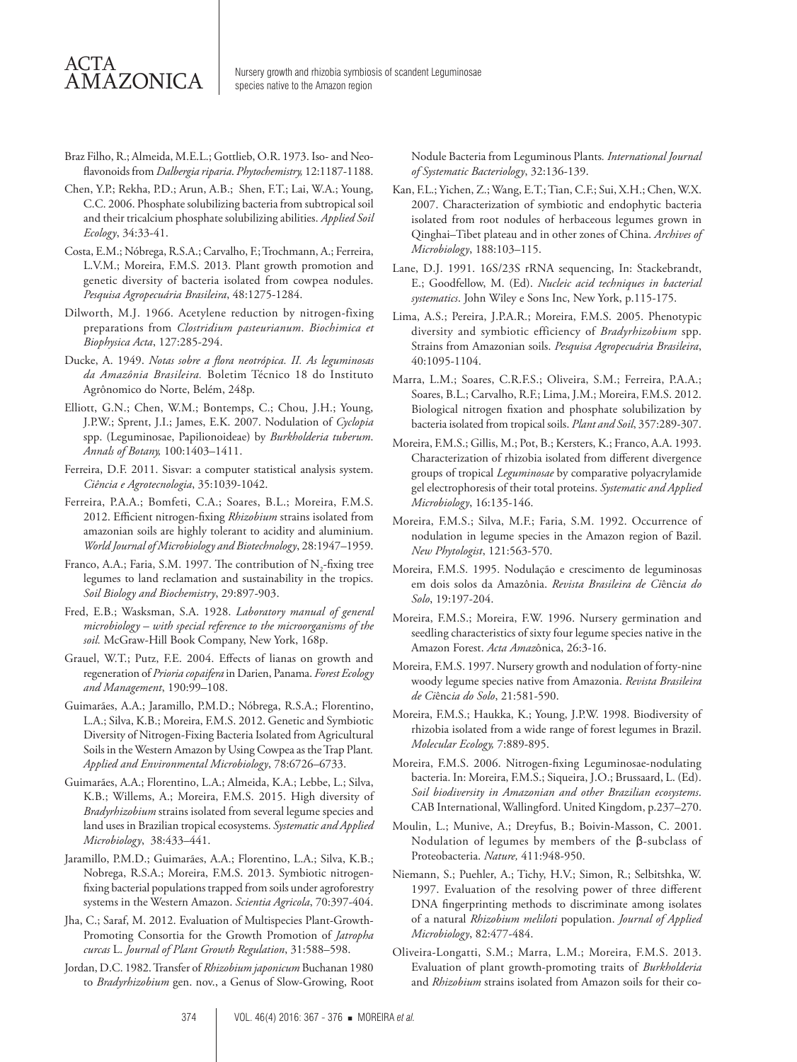Braz Filho, R.; Almeida, M.E.L.; Gottlieb, O.R. 1973. Iso- and Neoflavonoids from *Dalbergia riparia*. *Phytochemistry,* 12:1187-1188.

Chen, Y.P.; Rekha, P.D.; Arun, A.B.; Shen, F.T.; Lai, W.A.; Young, C.C. 2006. Phosphate solubilizing bacteria from subtropical soil and their tricalcium phosphate solubilizing abilities. *Applied Soil Ecology*, 34:33-41.

Costa, E.M.; Nóbrega, R.S.A.; Carvalho, F.; Trochmann, A.; Ferreira, L.V.M.; Moreira, F.M.S. 2013. Plant growth promotion and genetic diversity of bacteria isolated from cowpea nodules. *Pesquisa Agropecuária Brasileira*, 48:1275-1284.

Dilworth, M.J. 1966. Acetylene reduction by nitrogen-fixing preparations from *Clostridium pasteurianum*. *Biochimica et Biophysica Acta*, 127:285-294.

Ducke, A. 1949. *Notas sobre a flora neotrópica. II. As leguminosas da Amazônia Brasileira.* Boletim Técnico 18 do Instituto Agrônomico do Norte, Belém, 248p.

Elliott, G.N.; Chen, W.M.; Bontemps, C.; Chou, J.H.; Young, J.P.W.; Sprent, J.I.; James, E.K. 2007. Nodulation of *Cyclopia* spp. (Leguminosae, Papilionoideae) by *Burkholderia tuberum*. *Annals of Botany,* 100:1403–1411.

Ferreira, D.F. 2011. Sisvar: a computer statistical analysis system. *Ciência e Agrotecnologia*, 35:1039-1042.

Ferreira, P.A.A.; Bomfeti, C.A.; Soares, B.L.; Moreira, F.M.S. 2012. Efficient nitrogen-fixing *Rhizobium* strains isolated from amazonian soils are highly tolerant to acidity and aluminium. *World Journal of Microbiology and Biotechnology*, 28:1947–1959.

Franco, A.A.; Faria, S.M. 1997. The contribution of $N_2$-fixing tree legumes to land reclamation and sustainability in the tropics. *Soil Biology and Biochemistry*, 29:897-903.

Fred, E.B.; Wasksman, S.A. 1928. *Laboratory manual of general microbiology – with special reference to the microorganisms of the soil.* McGraw-Hill Book Company, New York, 168p.

Grauel, W.T.; Putz, F.E. 2004. Effects of lianas on growth and regeneration of *Prioria copaifera* in Darien, Panama. *Forest Ecology and Management*, 190:99–108.

Guimarães, A.A.; Jaramillo, P.M.D.; Nóbrega, R.S.A.; Florentino, L.A.; Silva, K.B.; Moreira, F.M.S. 2012. Genetic and Symbiotic Diversity of Nitrogen-Fixing Bacteria Isolated from Agricultural Soils in the Western Amazon by Using Cowpea as the Trap Plant*. Applied and Environmental Microbiology*, 78:6726–6733.

Guimarães, A.A.; Florentino, L.A.; Almeida, K.A.; Lebbe, L.; Silva, K.B.; Willems, A.; Moreira, F.M.S. 2015. High diversity of *Bradyrhizobium* strains isolated from several legume species and land uses in Brazilian tropical ecosystems. *Systematic and Applied Microbiology*, 38:433–441.

Jaramillo, P.M.D.; Guimarães, A.A.; Florentino, L.A.; Silva, K.B.; Nobrega, R.S.A.; Moreira, F.M.S. 2013. Symbiotic nitrogen-fixing bacterial populations trapped from soils under agroforestry systems in the Western Amazon. *Scientia Agricola*, 70:397-404.

Jha, C.; Saraf, M. 2012. Evaluation of Multispecies Plant-Growth-Promoting Consortia for the Growth Promotion of *Jatropha curcas* L. *Journal of Plant Growth Regulation*, 31:588–598.

Jordan, D.C. 1982. Transfer of *Rhizobium japonicum* Buchanan 1980 to *Bradyrhizobium* gen. nov., a Genus of Slow-Growing, Root Nodule Bacteria from Leguminous Plants*. International Journal of Systematic Bacteriology*, 32:136-139.

Kan, F.L.; Yichen, Z.; Wang, E.T.; Tian, C.F.; Sui, X.H.; Chen, W.X. 2007. Characterization of symbiotic and endophytic bacteria isolated from root nodules of herbaceous legumes grown in Qinghai–Tibet plateau and in other zones of China. *Archives of Microbiology*, 188:103–115.

Lane, D.J. 1991. 16S/23S rRNA sequencing, In: Stackebrandt, E.; Goodfellow, M. (Ed). *Nucleic acid techniques in bacterial systematics*. John Wiley e Sons Inc, New York, p.115-175.

Lima, A.S.; Pereira, J.P.A.R.; Moreira, F.M.S. 2005. Phenotypic diversity and symbiotic efficiency of *Bradyrhizobium* spp. Strains from Amazonian soils. *Pesquisa Agropecuária Brasileira*, 40:1095-1104.

Marra, L.M.; Soares, C.R.F.S.; Oliveira, S.M.; Ferreira, P.A.A.; Soares, B.L.; Carvalho, R.F.; Lima, J.M.; Moreira, F.M.S. 2012. Biological nitrogen fixation and phosphate solubilization by bacteria isolated from tropical soils. *Plant and Soil*, 357:289-307.

Moreira, F.M.S.; Gillis, M.; Pot, B.; Kersters, K.; Franco, A.A. 1993. Characterization of rhizobia isolated from different divergence groups of tropical *Leguminosae* by comparative polyacrylamide gel electrophoresis of their total proteins. *Systematic and Applied Microbiology*, 16:135-146.

Moreira, F.M.S.; Silva, M.F.; Faria, S.M. 1992. Occurrence of nodulation in legume species in the Amazon region of Bazil. *New Phytologist*, 121:563-570.

Moreira, F.M.S. 1995. Nodulação e crescimento de leguminosas em dois solos da Amazônia. *Revista Brasileira de Ci*ê*ncia do Solo*, 19:197-204.

Moreira, F.M.S.; Moreira, F.W. 1996. Nursery germination and seedling characteristics of sixty four legume species native in the Amazon Forest. *Acta Amaz*ô*nica*, 26:3-16.

Moreira, F.M.S. 1997. Nursery growth and nodulation of forty-nine woody legume species native from Amazonia. *Revista Brasileira de Ci*ê*ncia do Solo*, 21:581-590.

Moreira, F.M.S.; Haukka, K.; Young, J.P.W. 1998. Biodiversity of rhizobia isolated from a wide range of forest legumes in Brazil. *Molecular Ecology,* 7:889-895.

Moreira, F.M.S. 2006. Nitrogen-fixing Leguminosae-nodulating bacteria. In: Moreira, F.M.S.; Siqueira, J.O.; Brussaard, L. (Ed). *Soil biodiversity in Amazonian and other Brazilian ecosystems*. CAB International, Wallingford. United Kingdom, p.237–270.

Moulin, L.; Munive, A.; Dreyfus, B.; Boivin-Masson, C. 2001. Nodulation of legumes by members of the β-subclass of Proteobacteria. *Nature,* 411:948-950.

Niemann, S.; Puehler, A.; Tichy, H.V.; Simon, R.; Selbitshka, W. 1997. Evaluation of the resolving power of three different DNA fingerprinting methods to discriminate among isolates of a natural *Rhizobium meliloti* population. *Journal of Applied Microbiology*, 82:477-484.

Oliveira-Longatti, S.M.; Marra, L.M.; Moreira, F.M.S. 2013. Evaluation of plant growth-promoting traits of *Burkholderia* and *Rhizobium* strains isolated from Amazon soils for their co-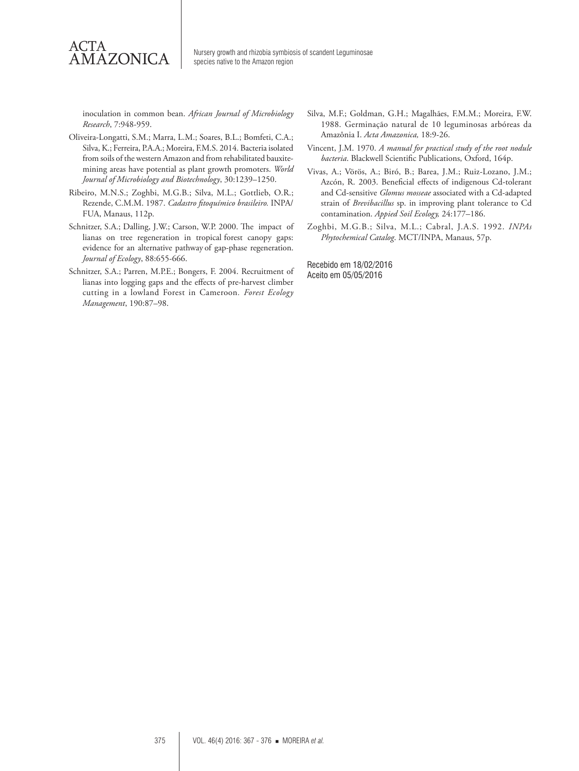inoculation in common bean. *African Journal of Microbiology Research*, 7:948-959.

Oliveira-Longatti, S.M.; Marra, L.M.; Soares, B.L.; Bomfeti, C.A.; Silva, K.; Ferreira, P.A.A.; Moreira, F.M.S. 2014. Bacteria isolated from soils of the western Amazon and from rehabilitated bauxite-mining areas have potential as plant growth promoters. *World Journal of Microbiology and Biotechnology*, 30:1239–1250.

Ribeiro, M.N.S.; Zoghbi, M.G.B.; Silva, M.L.; Gottlieb, O.R.; Rezende, C.M.M. 1987. *Cadastro fitoquímico brasileiro.* INPA/FUA, Manaus, 112p.

Schnitzer, S.A.; Dalling, J.W.; Carson, W.P. 2000. The impact of lianas on tree regeneration in tropical forest canopy gaps: evidence for an alternative pathway of gap-phase regeneration. *Journal of Ecology*, 88:655-666.

Schnitzer, S.A.; Parren, M.P.E.; Bongers, F. 2004. Recruitment of lianas into logging gaps and the effects of pre-harvest climber cutting in a lowland Forest in Cameroon. *Forest Ecology Management*, 190:87–98.

Silva, M.F.; Goldman, G.H.; Magalhães, F.M.M.; Moreira, F.W. 1988. Germinação natural de 10 leguminosas arbóreas da Amazônia I. *Acta Amazonica,* 18:9-26.

Vincent, J.M. 1970. *A manual for practical study of the root nodule bacteria*. Blackwell Scientific Publications, Oxford, 164p.

Vivas, A.; Vörös, A.; Biró, B.; Barea, J.M.; Ruiz-Lozano, J.M.; Azcón, R. 2003. Beneficial effects of indigenous Cd-tolerant and Cd-sensitive *Glomus mosseae* associated with a Cd-adapted strain of *Brevibacillus* sp. in improving plant tolerance to Cd contamination. *Appied Soil Ecology,* 24:177–186.

Zoghbi, M.G.B.; Silva, M.L.; Cabral, J.A.S. 1992. *INPAs Phytochemical Catalog*. MCT/INPA, Manaus, 57p.

Recebido em 18/02/2016
Aceito em 05/05/2016